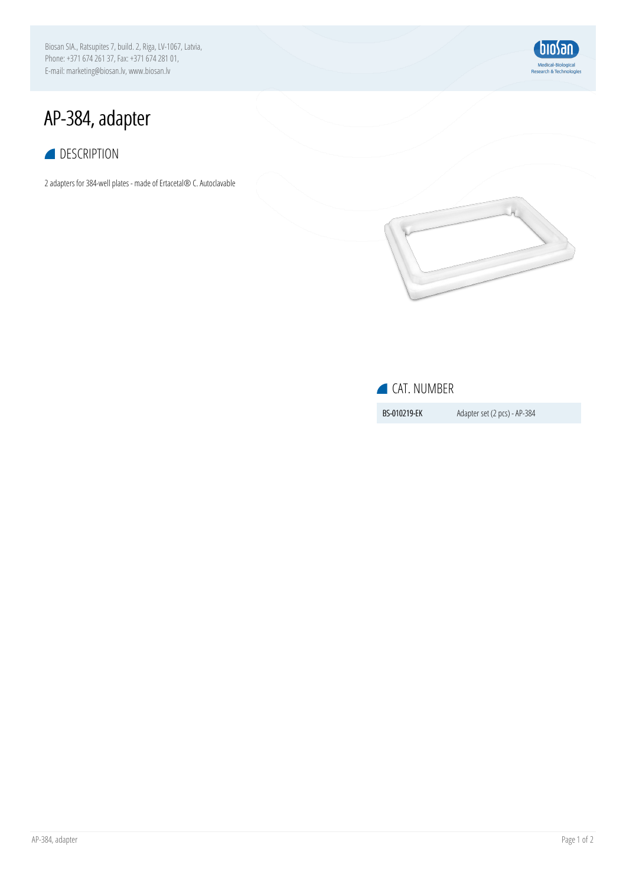Biosan SIA., Ratsupites 7, build. 2, Riga, LV-1067, Latvia,
Phone: +371 674 261 37, Fax: +371 674 281 01,
E-mail: marketing@biosan.lv, www.biosan.lv

# AP-384, adapter

## DESCRIPTION

2 adapters for 384-well plates - made of Ertacetal® C. Autoclavable

## CAT. NUMBER

| | |
|---|---|
| BS-010219-EK | Adapter set (2 pcs) - AP-384 |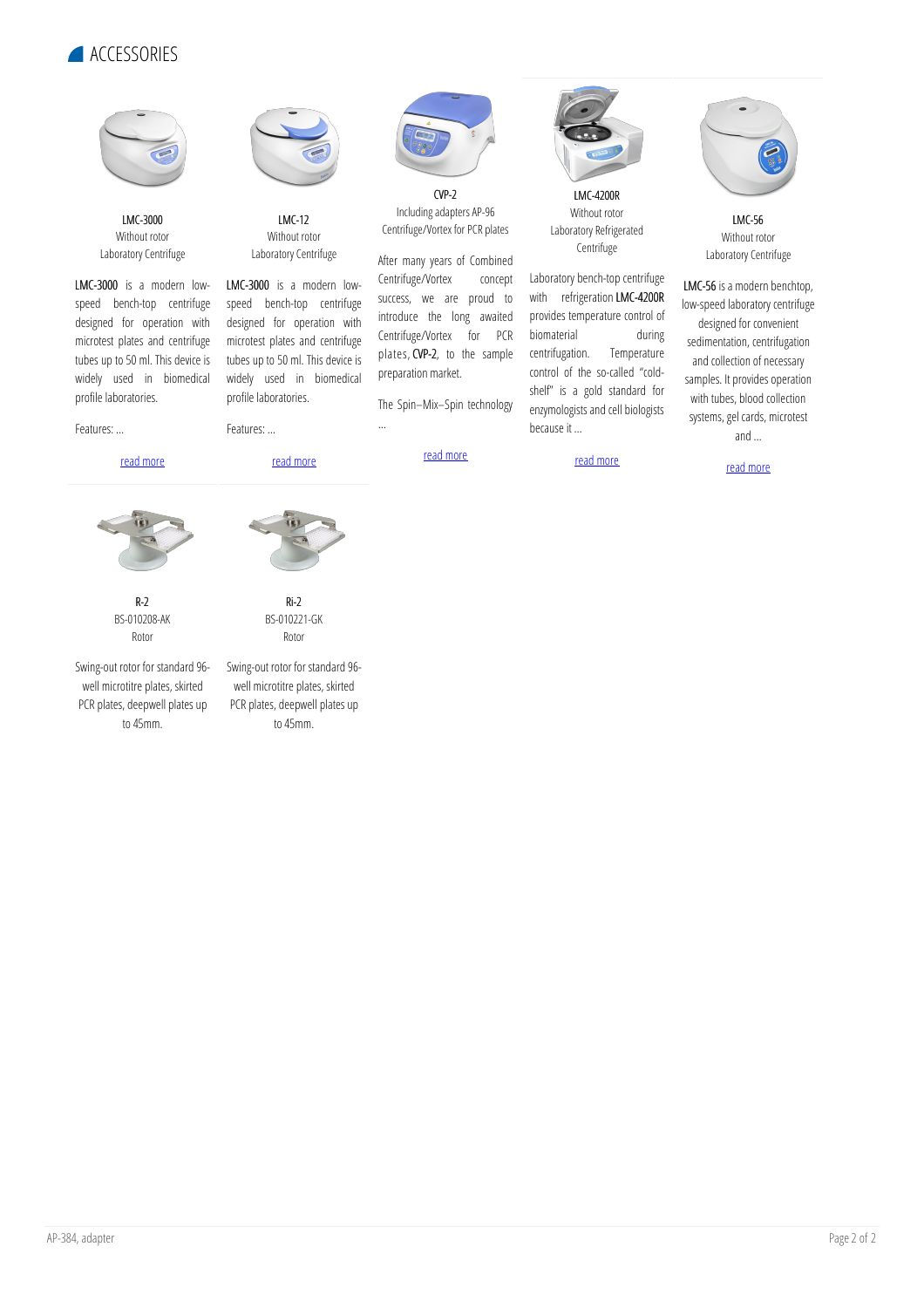## ACCESSORIES

**LMC-3000**
Without rotor
Laboratory Centrifuge

**LMC-3000** is a modern low-speed bench-top centrifuge designed for operation with microtest plates and centrifuge tubes up to 50 ml. This device is widely used in biomedical profile laboratories.

Features: ...

read more

**LMC-12**
Without rotor
Laboratory Centrifuge

**LMC-3000** is a modern low-speed bench-top centrifuge designed for operation with microtest plates and centrifuge tubes up to 50 ml. This device is widely used in biomedical profile laboratories.

Features: ...

read more

**CVP-2**
Including adapters AP-96
Centrifuge/Vortex for PCR plates

After many years of Combined Centrifuge/Vortex concept success, we are proud to introduce the long awaited Centrifuge/Vortex for PCR plates, **CVP-2**, to the sample preparation market.

The Spin–Mix–Spin technology ...

read more

**LMC-4200R**
Without rotor
Laboratory Refrigerated Centrifuge

Laboratory bench-top centrifuge with refrigeration **LMC-4200R** provides temperature control of biomaterial during centrifugation. Temperature control of the so-called "cold-shelf" is a gold standard for enzymologists and cell biologists because it ...

read more

**LMC-56**
Without rotor
Laboratory Centrifuge

**LMC-56** is a modern benchtop, low-speed laboratory centrifuge designed for convenient sedimentation, centrifugation and collection of necessary samples. It provides operation with tubes, blood collection systems, gel cards, microtest and ...

read more

**R-2**
BS-010208-AK
Rotor

Swing-out rotor for standard 96-well microtitre plates, skirted PCR plates, deepwell plates up to 45mm.

**Ri-2**
BS-010221-GK
Rotor

Swing-out rotor for standard 96-well microtitre plates, skirted PCR plates, deepwell plates up to 45mm.